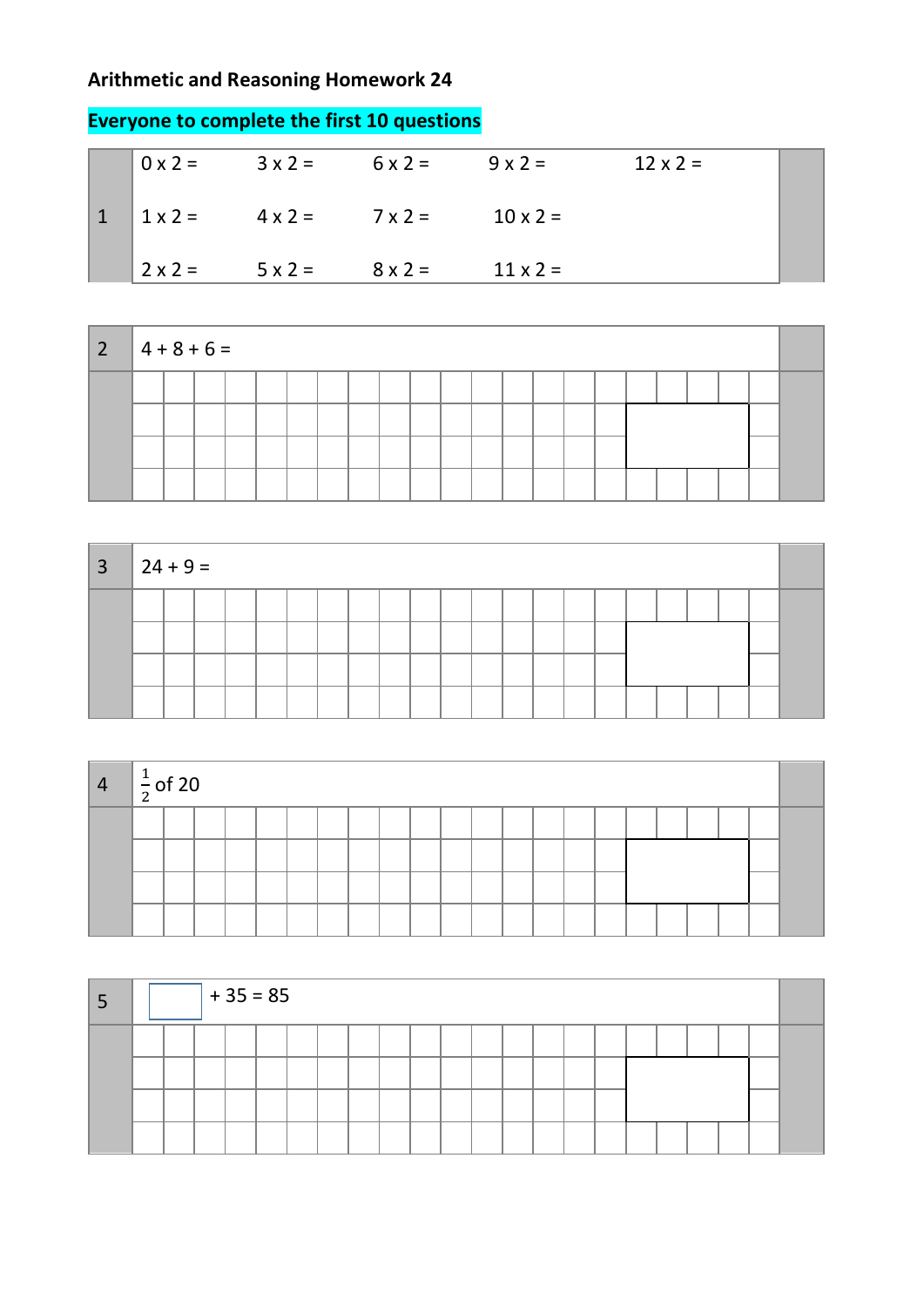**Arithmetic and Reasoning Homework 24**

**Everyone to complete the first 10 questions**

**1**

| | | | | |
|---|---|---|---|---|
| 0 x 2 = | 3 x 2 = | 6 x 2 = | 9 x 2 = | 12 x 2 = |
| 1 x 2 = | 4 x 2 = | 7 x 2 = | 10 x 2 = | |
| 2 x 2 = | 5 x 2 = | 8 x 2 = | 11 x 2 = | |

**2** 4 + 8 + 6 =

**3** 24 + 9 =

**4** $\frac{1}{2}$ of 20

**5** ☐ + 35 = 85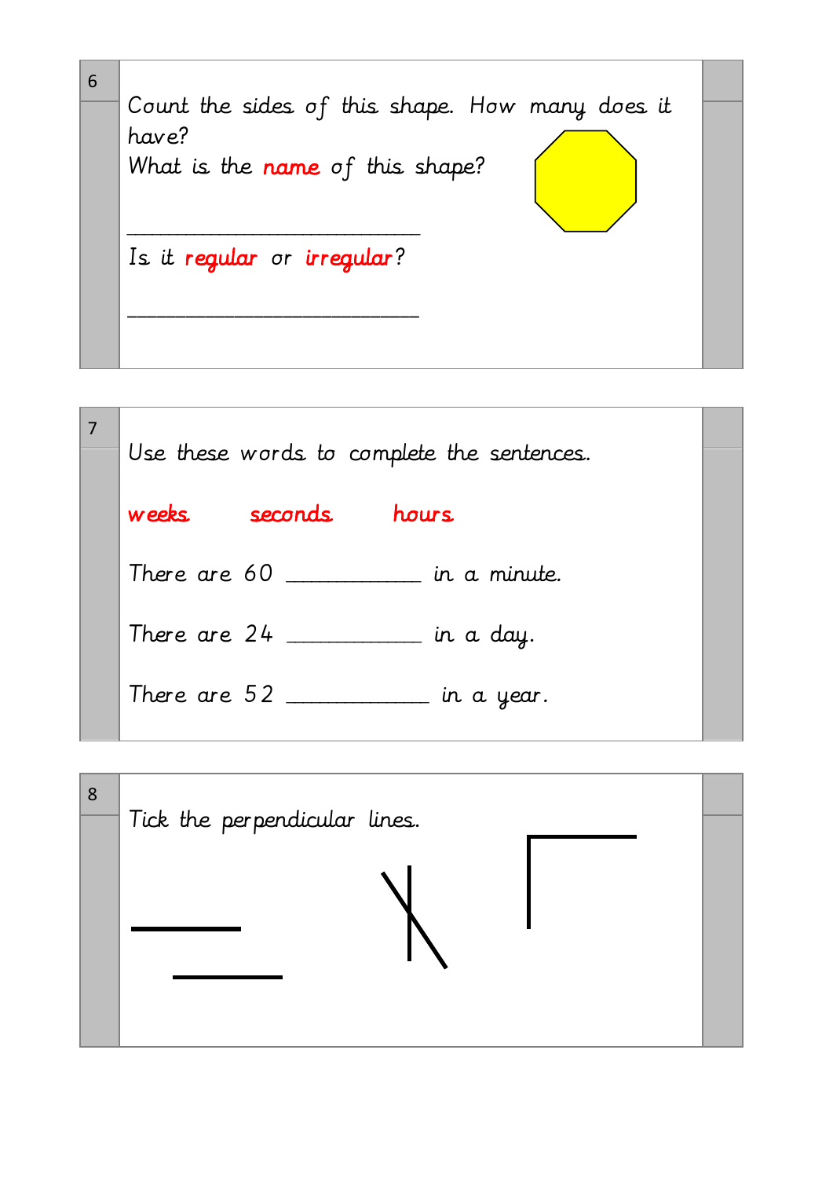6

Count the sides of this shape. How many does it have?

What is the **name** of this shape?

___________________________

Is it **regular** or **irregular**?

___________________________

7

Use these words to complete the sentences.

**weeks** **seconds** **hours**

There are 60 ___________ in a minute.

There are 24 ___________ in a day.

There are 52 ___________ in a year.

8

Tick the perpendicular lines.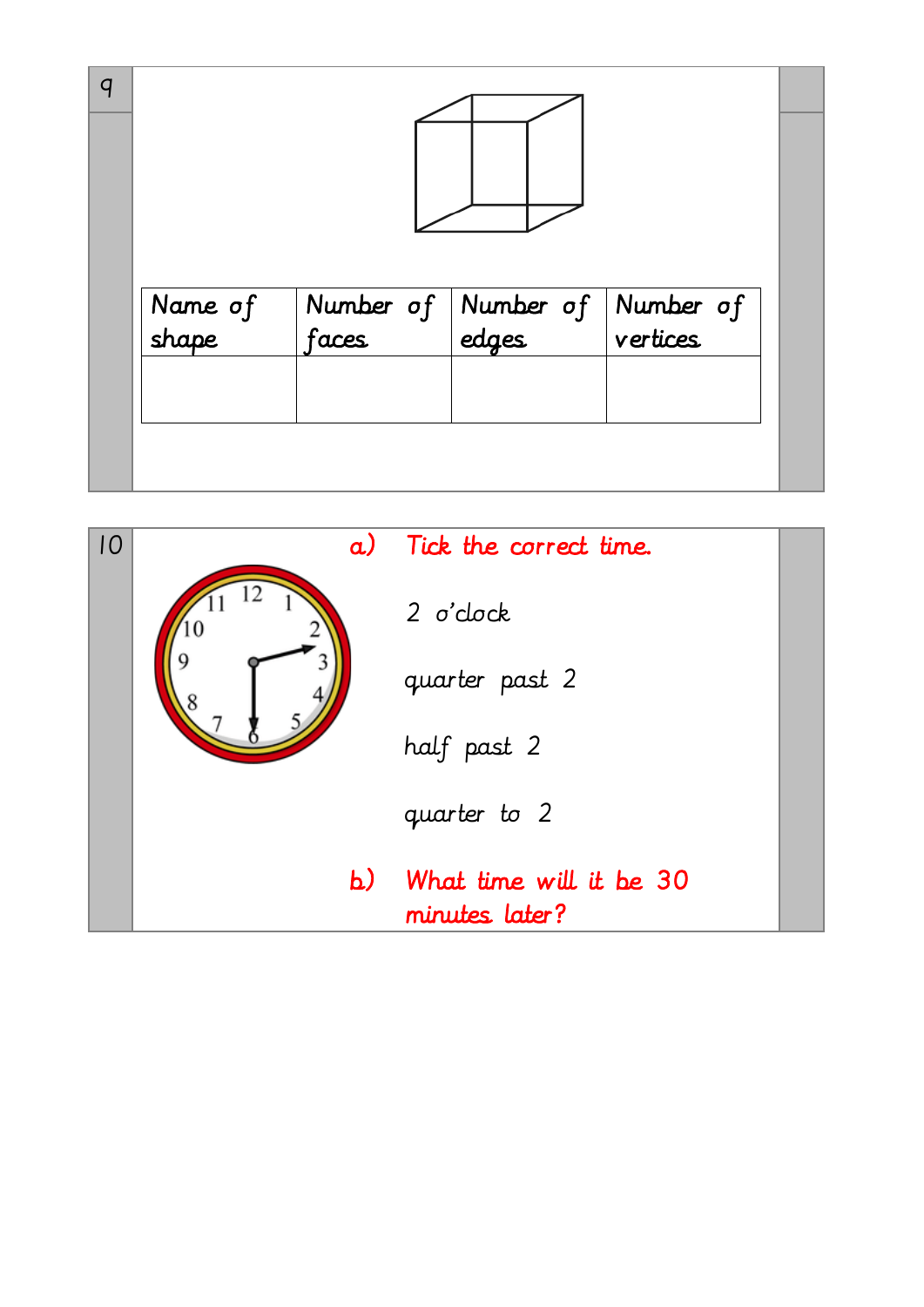9

| Name of shape | Number of faces | Number of edges | Number of vertices |
|---|---|---|---|
| | | | |

10

a) Tick the correct time.

2 o'clock

quarter past 2

half past 2

quarter to 2

b) What time will it be 30 minutes later?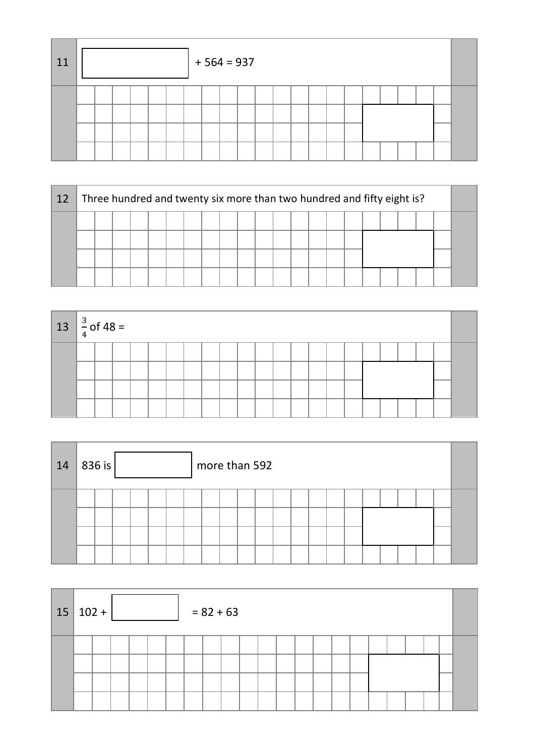11 $\square + 564 = 937$

12 Three hundred and twenty six more than two hundred and fifty eight is?

13 $\frac{3}{4}$ of 48 =

14 836 is $\square$ more than 592

15 $102 + \square = 82 + 63$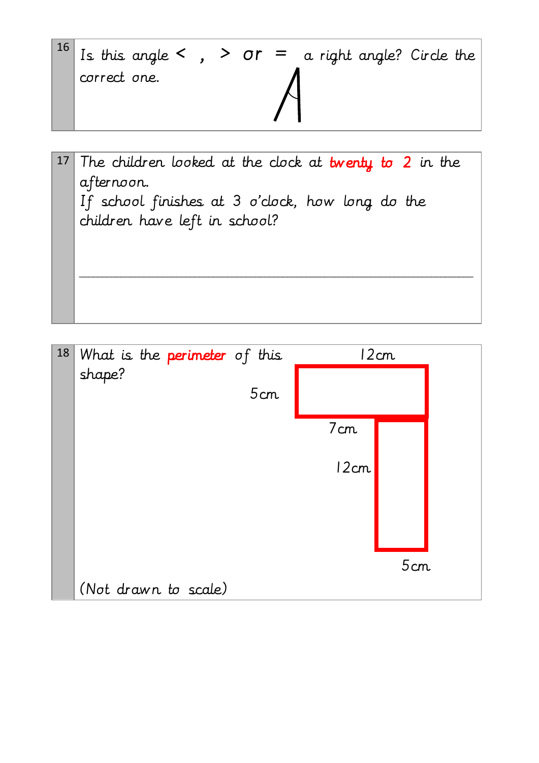**16** Is this angle < , > or = a right angle? Circle the correct one.

**17** The children looked at the clock at **twenty to 2** in the afternoon.
If school finishes at 3 o'clock, how long do the children have left in school?

\_\_\_\_\_\_\_\_\_\_\_\_\_\_\_\_\_\_\_\_\_\_\_\_\_\_\_\_\_\_\_\_\_\_\_\_\_\_\_\_\_\_\_\_\_\_\_\_\_\_\_\_\_\_\_\_

**18** What is the **perimeter** of this shape?

12cm

5cm

7cm

12cm

5cm

(Not drawn to scale)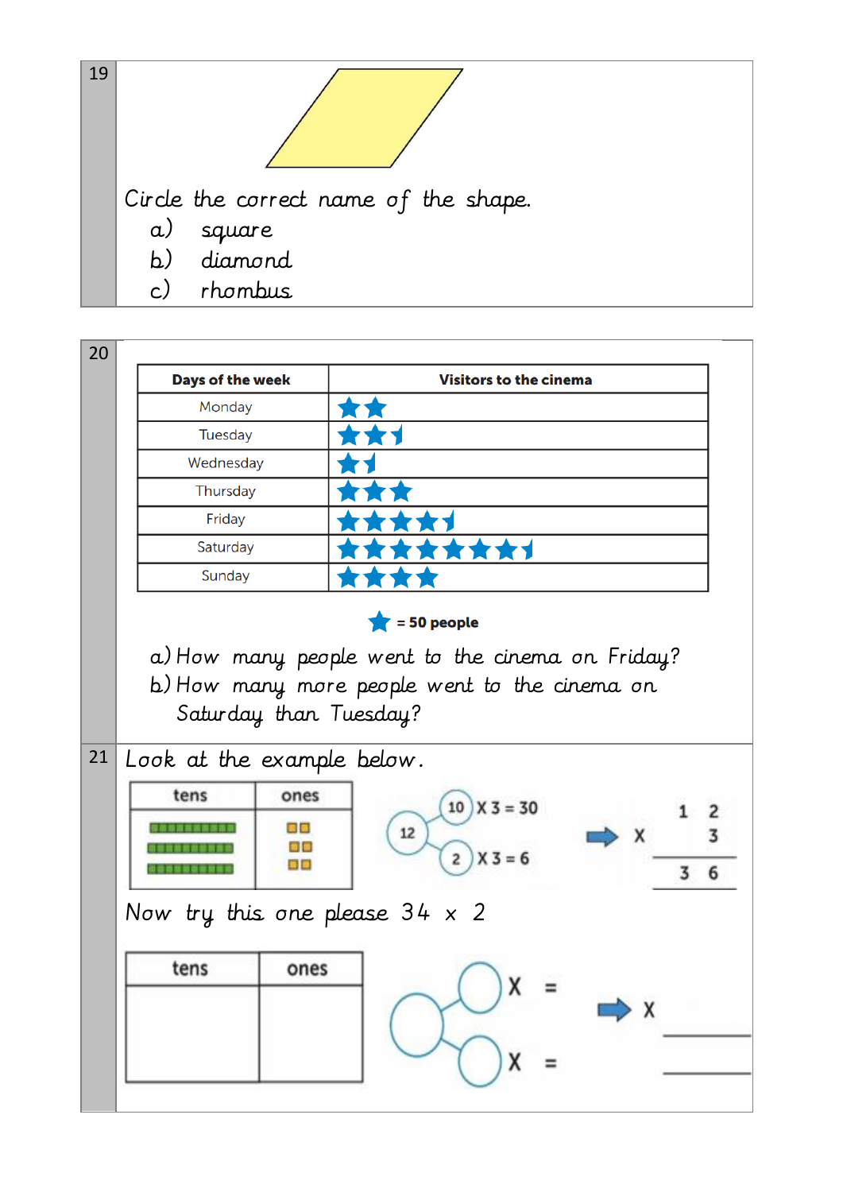**19**

Circle the correct name of the shape.

a) square

b) diamond

c) rhombus

**20**

| Days of the week | Visitors to the cinema |
|---|---|
| Monday | ★★ |
| Tuesday | ★★½ |
| Wednesday | ★½ |
| Thursday | ★★★ |
| Friday | ★★★★½ |
| Saturday | ★★★★★★★½ |
| Sunday | ★★★★ |

★ = 50 people

a) How many people went to the cinema on Friday?

b) How many more people went to the cinema on Saturday than Tuesday?

**21** Look at the example below.

| tens | ones |
|---|---|
| 3 rods of ten | 6 ones |

12 → 10 X 3 = 30, 2 X 3 = 6

| | 1 | 2 |
|---|---|---|
| X | | 3 |
| | 3 | 6 |

Now try this one please 34 x 2

| tens | ones |
|---|---|
| | |

○ → ○ X ＿ = ＿, ○ X ＿ = ＿

X ＿＿＿

＿＿＿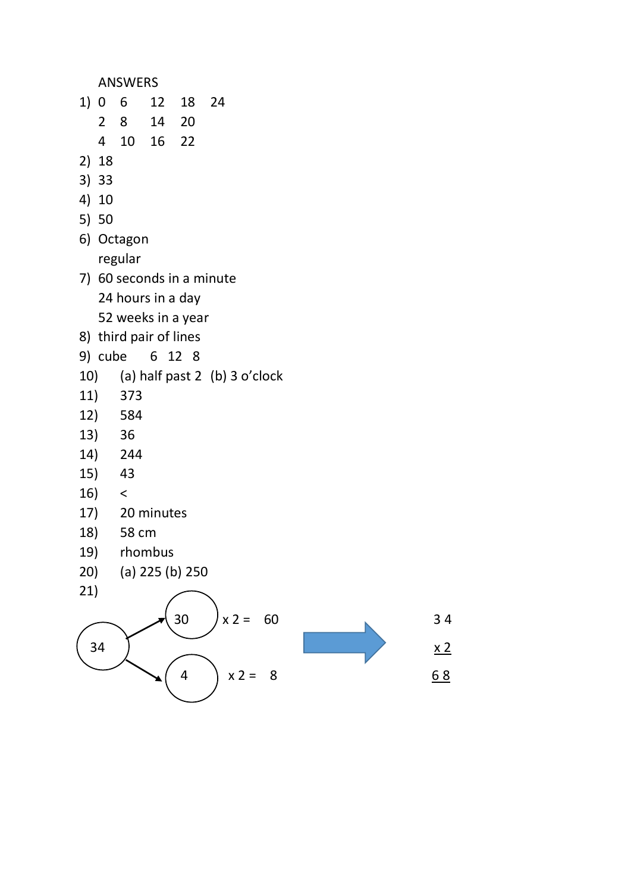ANSWERS

1) 0 6 12 18 24
   2 8 14 20
   4 10 16 22
2) 18
3) 33
4) 10
5) 50
6) Octagon
   regular
7) 60 seconds in a minute
   24 hours in a day
   52 weeks in a year
8) third pair of lines
9) cube 6 12 8
10) (a) half past 2 (b) 3 o'clock
11) 373
12) 584
13) 36
14) 244
15) 43
16) <
17) 20 minutes
18) 58 cm
19) rhombus
20) (a) 225 (b) 250
21)

34 → 30 x 2 = 60
34 → 4 x 2 = 8

```
  3 4
x   2
  6 8
```